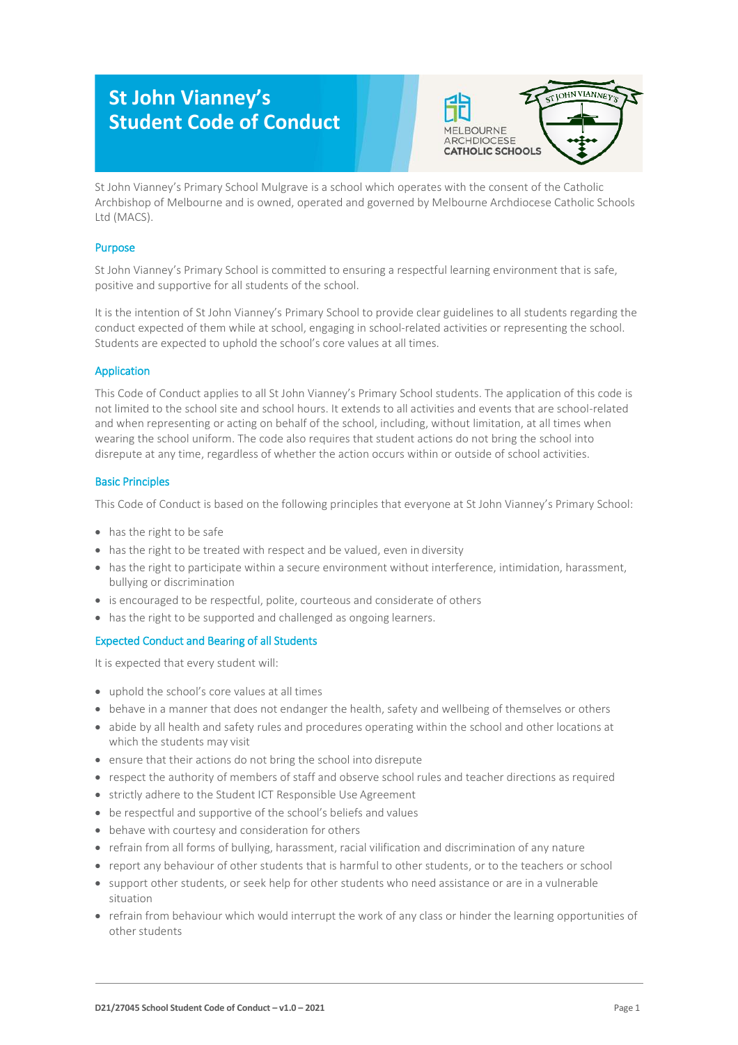# St John Vianney's Student Code of Conduct

St John Vianney's Primary School Mulgrave is a school which operates with the consent of the Catholic Archbishop of Melbourne and is owned, operated and governed by Melbourne Archdiocese Catholic Schools Ltd (MACS).

## Purpose

St John Vianney's Primary School is committed to ensuring a respectful learning environment that is safe, positive and supportive for all students of the school.

It is the intention of St John Vianney's Primary School to provide clear guidelines to all students regarding the conduct expected of them while at school, engaging in school-related activities or representing the school. Students are expected to uphold the school's core values at all times.

## Application

This Code of Conduct applies to all St John Vianney's Primary School students. The application of this code is not limited to the school site and school hours. It extends to all activities and events that are school-related and when representing or acting on behalf of the school, including, without limitation, at all times when wearing the school uniform. The code also requires that student actions do not bring the school into disrepute at any time, regardless of whether the action occurs within or outside of school activities.

## Basic Principles

This Code of Conduct is based on the following principles that everyone at St John Vianney's Primary School:

- has the right to be safe
- has the right to be treated with respect and be valued, even in diversity
- has the right to participate within a secure environment without interference, intimidation, harassment, bullying or discrimination
- is encouraged to be respectful, polite, courteous and considerate of others
- has the right to be supported and challenged as ongoing learners.

## Expected Conduct and Bearing of all Students

It is expected that every student will:

- uphold the school's core values at all times
- behave in a manner that does not endanger the health, safety and wellbeing of themselves or others
- abide by all health and safety rules and procedures operating within the school and other locations at which the students may visit
- ensure that their actions do not bring the school into disrepute
- respect the authority of members of staff and observe school rules and teacher directions as required
- strictly adhere to the Student ICT Responsible Use Agreement
- be respectful and supportive of the school's beliefs and values
- behave with courtesy and consideration for others
- refrain from all forms of bullying, harassment, racial vilification and discrimination of any nature
- report any behaviour of other students that is harmful to other students, or to the teachers or school
- support other students, or seek help for other students who need assistance or are in a vulnerable situation
- refrain from behaviour which would interrupt the work of any class or hinder the learning opportunities of other students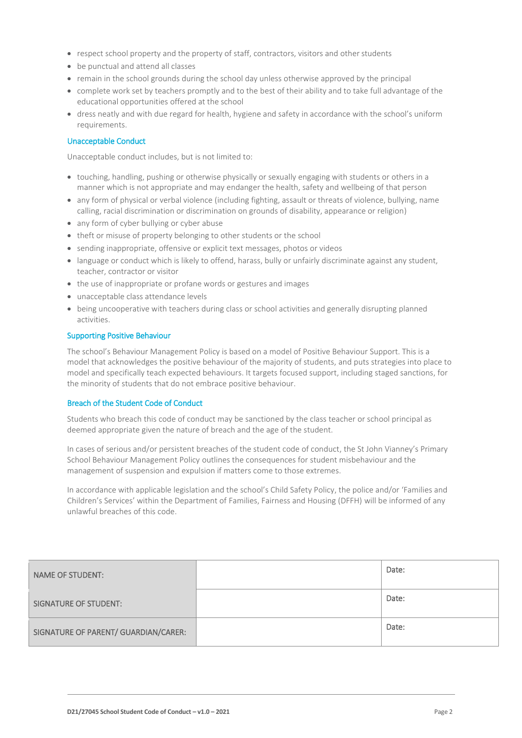- respect school property and the property of staff, contractors, visitors and other students
- be punctual and attend all classes
- remain in the school grounds during the school day unless otherwise approved by the principal
- complete work set by teachers promptly and to the best of their ability and to take full advantage of the educational opportunities offered at the school
- dress neatly and with due regard for health, hygiene and safety in accordance with the school's uniform requirements.

### Unacceptable Conduct

Unacceptable conduct includes, but is not limited to:

- touching, handling, pushing or otherwise physically or sexually engaging with students or others in a manner which is not appropriate and may endanger the health, safety and wellbeing of that person
- any form of physical or verbal violence (including fighting, assault or threats of violence, bullying, name calling, racial discrimination or discrimination on grounds of disability, appearance or religion)
- any form of cyber bullying or cyber abuse
- theft or misuse of property belonging to other students or the school
- sending inappropriate, offensive or explicit text messages, photos or videos
- language or conduct which is likely to offend, harass, bully or unfairly discriminate against any student, teacher, contractor or visitor
- the use of inappropriate or profane words or gestures and images
- unacceptable class attendance levels
- being uncooperative with teachers during class or school activities and generally disrupting planned activities.

### Supporting Positive Behaviour

The school's Behaviour Management Policy is based on a model of Positive Behaviour Support. This is a model that acknowledges the positive behaviour of the majority of students, and puts strategies into place to model and specifically teach expected behaviours. It targets focused support, including staged sanctions, for the minority of students that do not embrace positive behaviour.

### Breach of the Student Code of Conduct

Students who breach this code of conduct may be sanctioned by the class teacher or school principal as deemed appropriate given the nature of breach and the age of the student.

In cases of serious and/or persistent breaches of the student code of conduct, the St John Vianney's Primary School Behaviour Management Policy outlines the consequences for student misbehaviour and the management of suspension and expulsion if matters come to those extremes.

In accordance with applicable legislation and the school's Child Safety Policy, the police and/or 'Families and Children's Services' within the Department of Families, Fairness and Housing (DFFH) will be informed of any unlawful breaches of this code.

| | | |
|---|---|---|
| NAME OF STUDENT: | | Date: |
| SIGNATURE OF STUDENT: | | Date: |
| SIGNATURE OF PARENT/ GUARDIAN/CARER: | | Date: |